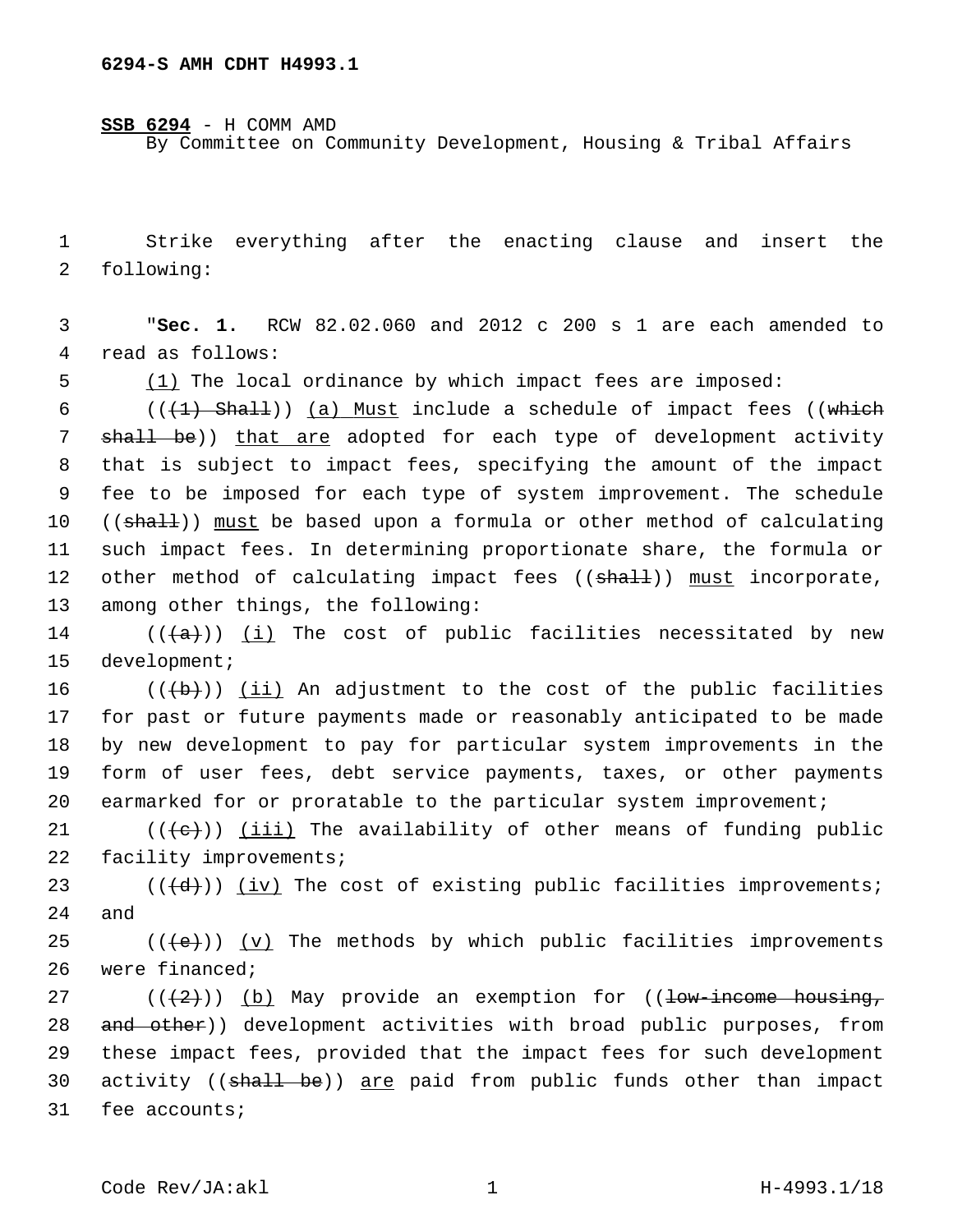**6294-S AMH CDHT H4993.1**

**SSB 6294** - H COMM AMD
By Committee on Community Development, Housing & Tribal Affairs

1 Strike everything after the enacting clause and insert the
2 following:

3 "**Sec. 1.** RCW 82.02.060 and 2012 c 200 s 1 are each amended to
4 read as follows:

5 (1) The local ordinance by which impact fees are imposed:

6 (((1) Shall)) (a) Must include a schedule of impact fees ((which
7 shall be)) that are adopted for each type of development activity
8 that is subject to impact fees, specifying the amount of the impact
9 fee to be imposed for each type of system improvement. The schedule
10 ((shall)) must be based upon a formula or other method of calculating
11 such impact fees. In determining proportionate share, the formula or
12 other method of calculating impact fees ((shall)) must incorporate,
13 among other things, the following:

14 (((a))) (i) The cost of public facilities necessitated by new
15 development;

16 (((b))) (ii) An adjustment to the cost of the public facilities
17 for past or future payments made or reasonably anticipated to be made
18 by new development to pay for particular system improvements in the
19 form of user fees, debt service payments, taxes, or other payments
20 earmarked for or proratable to the particular system improvement;

21 (((c))) (iii) The availability of other means of funding public
22 facility improvements;

23 (((d))) (iv) The cost of existing public facilities improvements;
24 and

25 (((e))) (v) The methods by which public facilities improvements
26 were financed;

27 (((2))) (b) May provide an exemption for ((low-income housing,
28 and other)) development activities with broad public purposes, from
29 these impact fees, provided that the impact fees for such development
30 activity ((shall be)) are paid from public funds other than impact
31 fee accounts;

Code Rev/JA:akl H-4993.1/18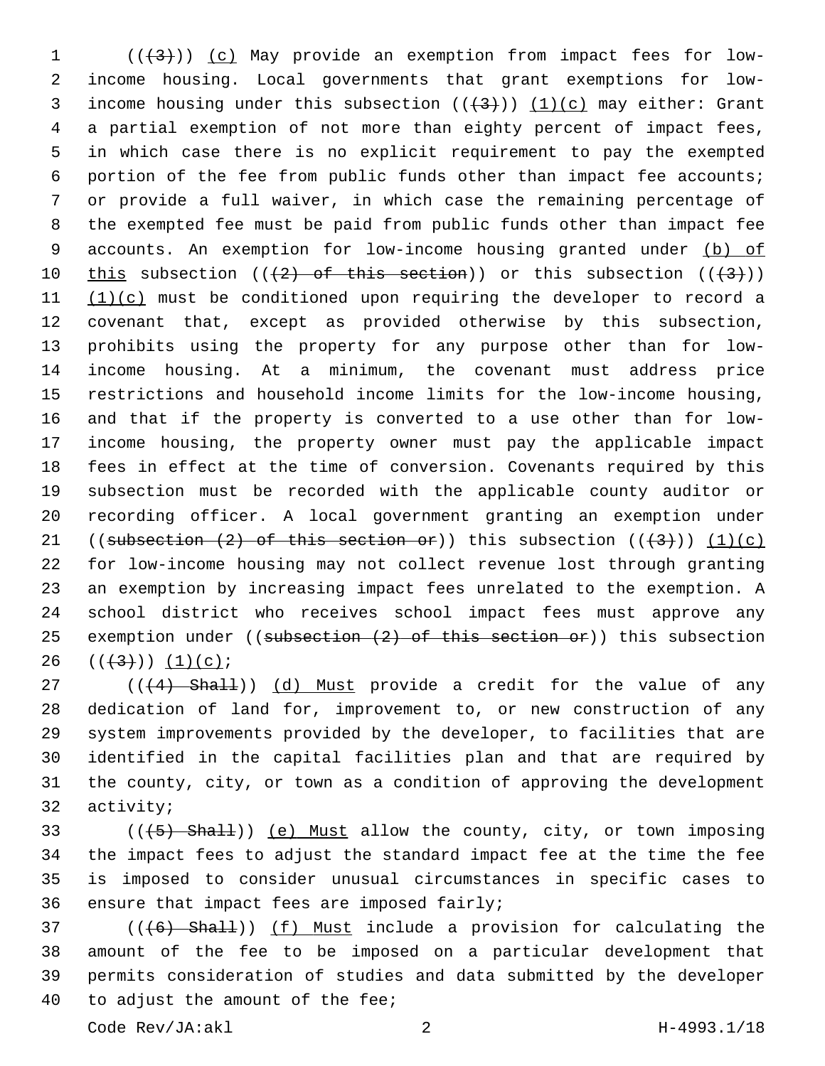((~~(3)~~)) <u>(c)</u> May provide an exemption from impact fees for low-income housing. Local governments that grant exemptions for low-income housing under this subsection ((~~(3)~~)) <u>(1)(c)</u> may either: Grant a partial exemption of not more than eighty percent of impact fees, in which case there is no explicit requirement to pay the exempted portion of the fee from public funds other than impact fee accounts; or provide a full waiver, in which case the remaining percentage of the exempted fee must be paid from public funds other than impact fee accounts. An exemption for low-income housing granted under <u>(b) of this</u> subsection ((~~(2) of this section~~)) or this subsection ((~~(3)~~)) <u>(1)(c)</u> must be conditioned upon requiring the developer to record a covenant that, except as provided otherwise by this subsection, prohibits using the property for any purpose other than for low-income housing. At a minimum, the covenant must address price restrictions and household income limits for the low-income housing, and that if the property is converted to a use other than for low-income housing, the property owner must pay the applicable impact fees in effect at the time of conversion. Covenants required by this subsection must be recorded with the applicable county auditor or recording officer. A local government granting an exemption under ((~~subsection (2) of this section or~~)) this subsection ((~~(3)~~)) <u>(1)(c)</u> for low-income housing may not collect revenue lost through granting an exemption by increasing impact fees unrelated to the exemption. A school district who receives school impact fees must approve any exemption under ((~~subsection (2) of this section or~~)) this subsection ((~~(3)~~)) <u>(1)(c)</u>;

((~~(4) Shall~~)) <u>(d) Must</u> provide a credit for the value of any dedication of land for, improvement to, or new construction of any system improvements provided by the developer, to facilities that are identified in the capital facilities plan and that are required by the county, city, or town as a condition of approving the development activity;

((~~(5) Shall~~)) <u>(e) Must</u> allow the county, city, or town imposing the impact fees to adjust the standard impact fee at the time the fee is imposed to consider unusual circumstances in specific cases to ensure that impact fees are imposed fairly;

((~~(6) Shall~~)) <u>(f) Must</u> include a provision for calculating the amount of the fee to be imposed on a particular development that permits consideration of studies and data submitted by the developer to adjust the amount of the fee;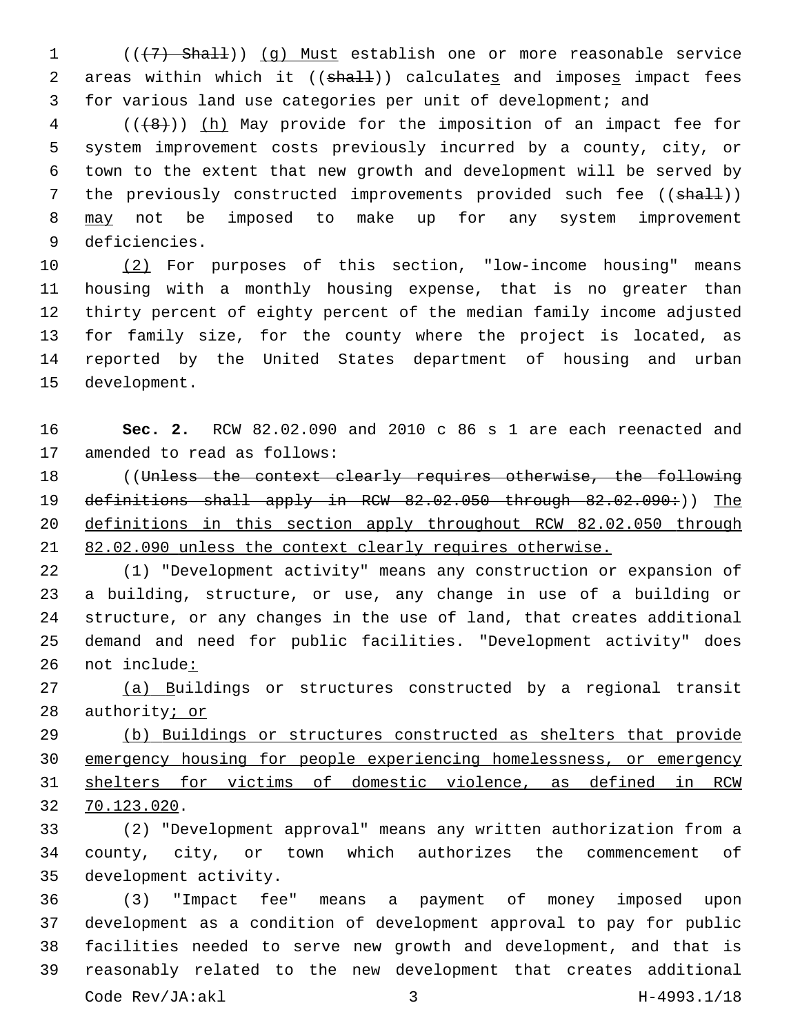((~~(7) Shall~~)) (g) Must establish one or more reasonable service areas within which it ((~~shall~~)) calculates and imposes impact fees for various land use categories per unit of development; and

((~~(8)~~)) (h) May provide for the imposition of an impact fee for system improvement costs previously incurred by a county, city, or town to the extent that new growth and development will be served by the previously constructed improvements provided such fee ((~~shall~~)) may not be imposed to make up for any system improvement deficiencies.

(2) For purposes of this section, "low-income housing" means housing with a monthly housing expense, that is no greater than thirty percent of eighty percent of the median family income adjusted for family size, for the county where the project is located, as reported by the United States department of housing and urban development.

**Sec. 2.** RCW 82.02.090 and 2010 c 86 s 1 are each reenacted and amended to read as follows:

((~~Unless the context clearly requires otherwise, the following definitions shall apply in RCW 82.02.050 through 82.02.090:~~)) The definitions in this section apply throughout RCW 82.02.050 through 82.02.090 unless the context clearly requires otherwise.

(1) "Development activity" means any construction or expansion of a building, structure, or use, any change in use of a building or structure, or any changes in the use of land, that creates additional demand and need for public facilities. "Development activity" does not include:

(a) Buildings or structures constructed by a regional transit authority; or

(b) Buildings or structures constructed as shelters that provide emergency housing for people experiencing homelessness, or emergency shelters for victims of domestic violence, as defined in RCW 70.123.020.

(2) "Development approval" means any written authorization from a county, city, or town which authorizes the commencement of development activity.

(3) "Impact fee" means a payment of money imposed upon development as a condition of development approval to pay for public facilities needed to serve new growth and development, and that is reasonably related to the new development that creates additional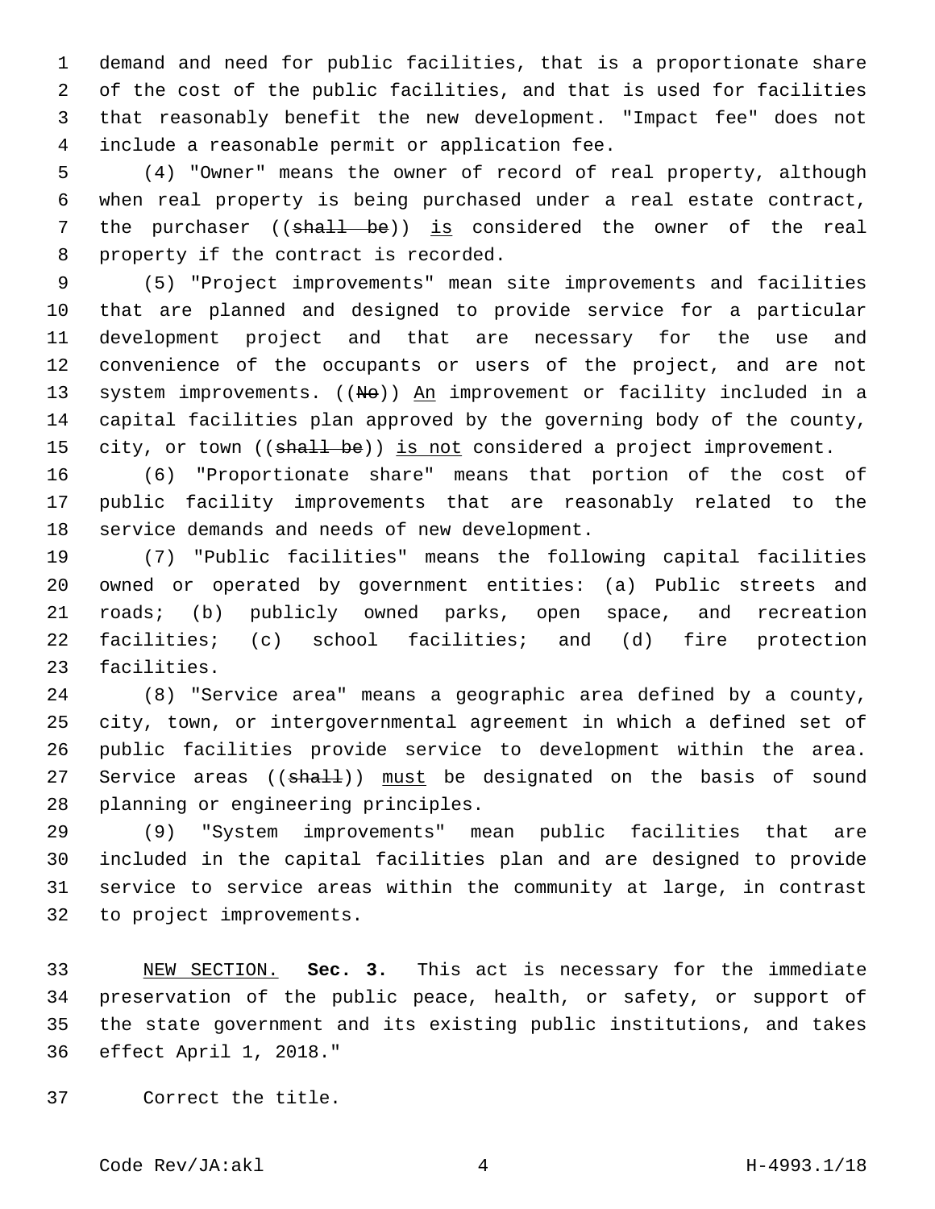demand and need for public facilities, that is a proportionate share of the cost of the public facilities, and that is used for facilities that reasonably benefit the new development. "Impact fee" does not include a reasonable permit or application fee.

(4) "Owner" means the owner of record of real property, although when real property is being purchased under a real estate contract, the purchaser ((~~shall be~~)) <u>is</u> considered the owner of the real property if the contract is recorded.

(5) "Project improvements" mean site improvements and facilities that are planned and designed to provide service for a particular development project and that are necessary for the use and convenience of the occupants or users of the project, and are not system improvements. ((~~No~~)) <u>An</u> improvement or facility included in a capital facilities plan approved by the governing body of the county, city, or town ((~~shall be~~)) <u>is not</u> considered a project improvement.

(6) "Proportionate share" means that portion of the cost of public facility improvements that are reasonably related to the service demands and needs of new development.

(7) "Public facilities" means the following capital facilities owned or operated by government entities: (a) Public streets and roads; (b) publicly owned parks, open space, and recreation facilities; (c) school facilities; and (d) fire protection facilities.

(8) "Service area" means a geographic area defined by a county, city, town, or intergovernmental agreement in which a defined set of public facilities provide service to development within the area. Service areas ((~~shall~~)) <u>must</u> be designated on the basis of sound planning or engineering principles.

(9) "System improvements" mean public facilities that are included in the capital facilities plan and are designed to provide service to service areas within the community at large, in contrast to project improvements.

<u>NEW SECTION.</u> **Sec. 3.** This act is necessary for the immediate preservation of the public peace, health, or safety, or support of the state government and its existing public institutions, and takes effect April 1, 2018."

Correct the title.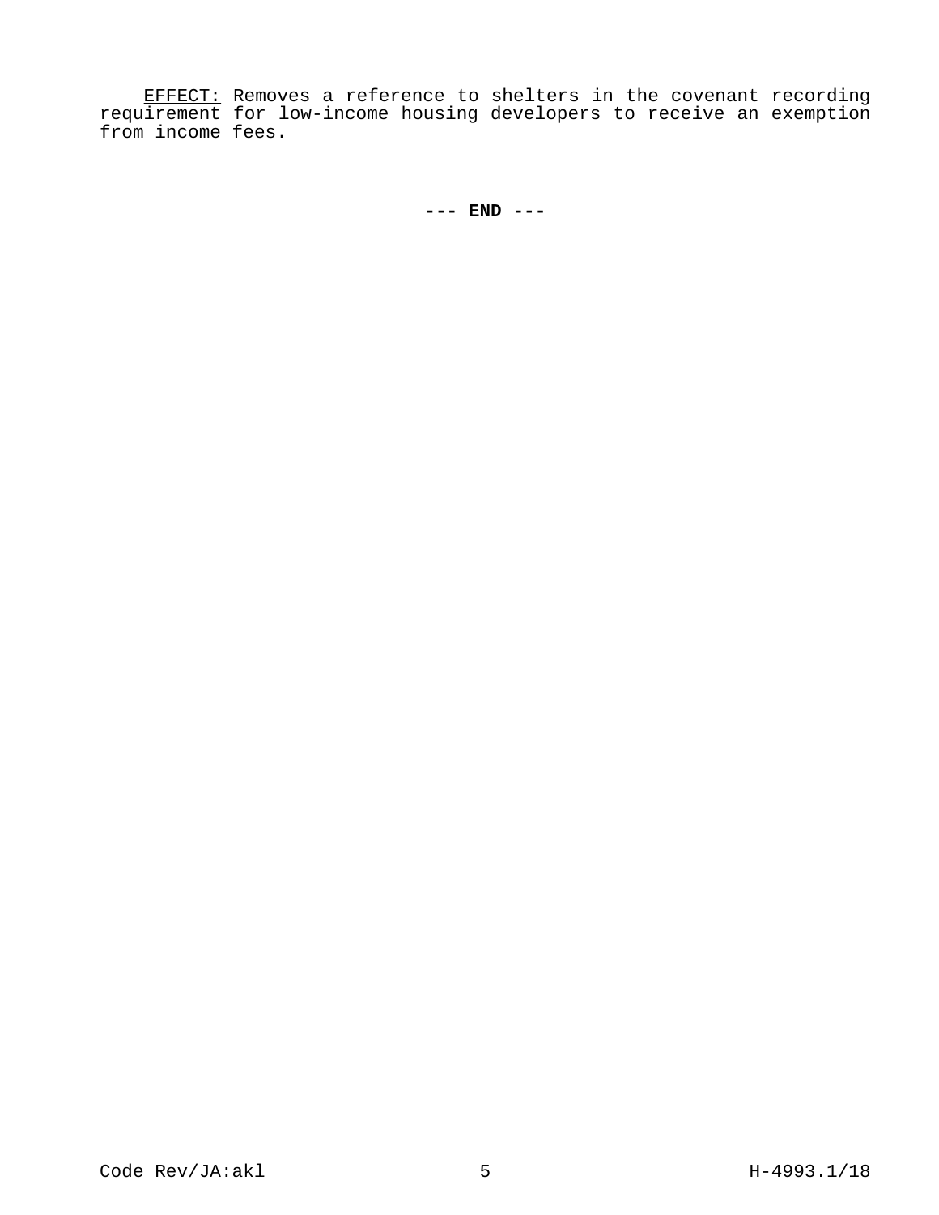EFFECT: Removes a reference to shelters in the covenant recording requirement for low-income housing developers to receive an exemption from income fees.

**--- END ---**